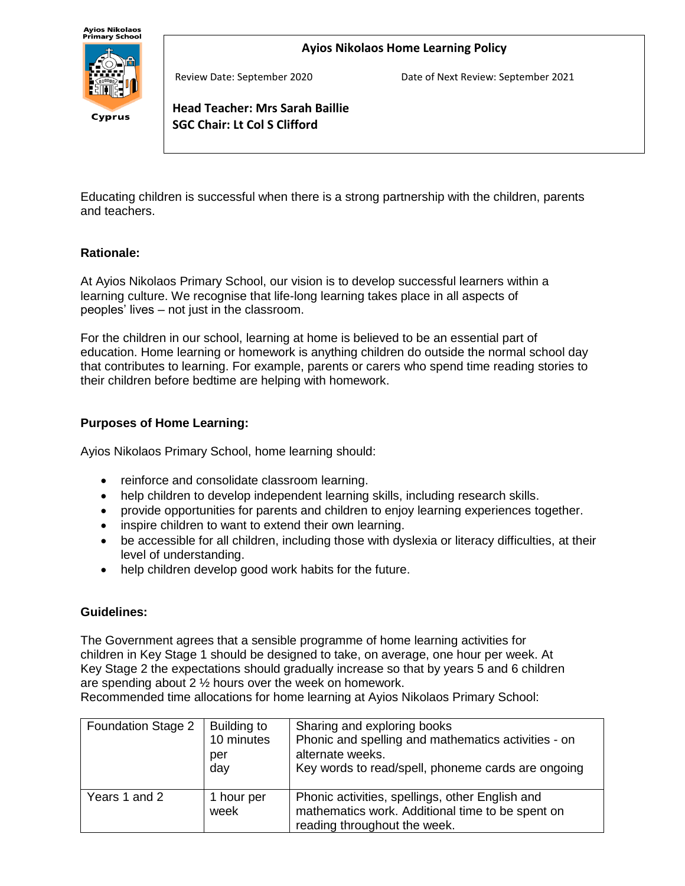Ayios Nikolaos Primary School

Cyprus

# Ayios Nikolaos Home Learning Policy

Review Date: September 2020 | Date of Next Review: September 2021

**Head Teacher: Mrs Sarah Baillie**
**SGC Chair: Lt Col S Clifford**

Educating children is successful when there is a strong partnership with the children, parents and teachers.

## Rationale:

At Ayios Nikolaos Primary School, our vision is to develop successful learners within a learning culture. We recognise that life-long learning takes place in all aspects of peoples' lives – not just in the classroom.

For the children in our school, learning at home is believed to be an essential part of education. Home learning or homework is anything children do outside the normal school day that contributes to learning. For example, parents or carers who spend time reading stories to their children before bedtime are helping with homework.

## Purposes of Home Learning:

Ayios Nikolaos Primary School, home learning should:

- reinforce and consolidate classroom learning.
- help children to develop independent learning skills, including research skills.
- provide opportunities for parents and children to enjoy learning experiences together.
- inspire children to want to extend their own learning.
- be accessible for all children, including those with dyslexia or literacy difficulties, at their level of understanding.
- help children develop good work habits for the future.

## Guidelines:

The Government agrees that a sensible programme of home learning activities for children in Key Stage 1 should be designed to take, on average, one hour per week. At Key Stage 2 the expectations should gradually increase so that by years 5 and 6 children are spending about 2 ½ hours over the week on homework.
Recommended time allocations for home learning at Ayios Nikolaos Primary School:

| | | |
|---|---|---|
| Foundation Stage 2 | Building to 10 minutes per day | Sharing and exploring books<br>Phonic and spelling and mathematics activities - on alternate weeks.<br>Key words to read/spell, phoneme cards are ongoing |
| Years 1 and 2 | 1 hour per week | Phonic activities, spellings, other English and mathematics work. Additional time to be spent on reading throughout the week. |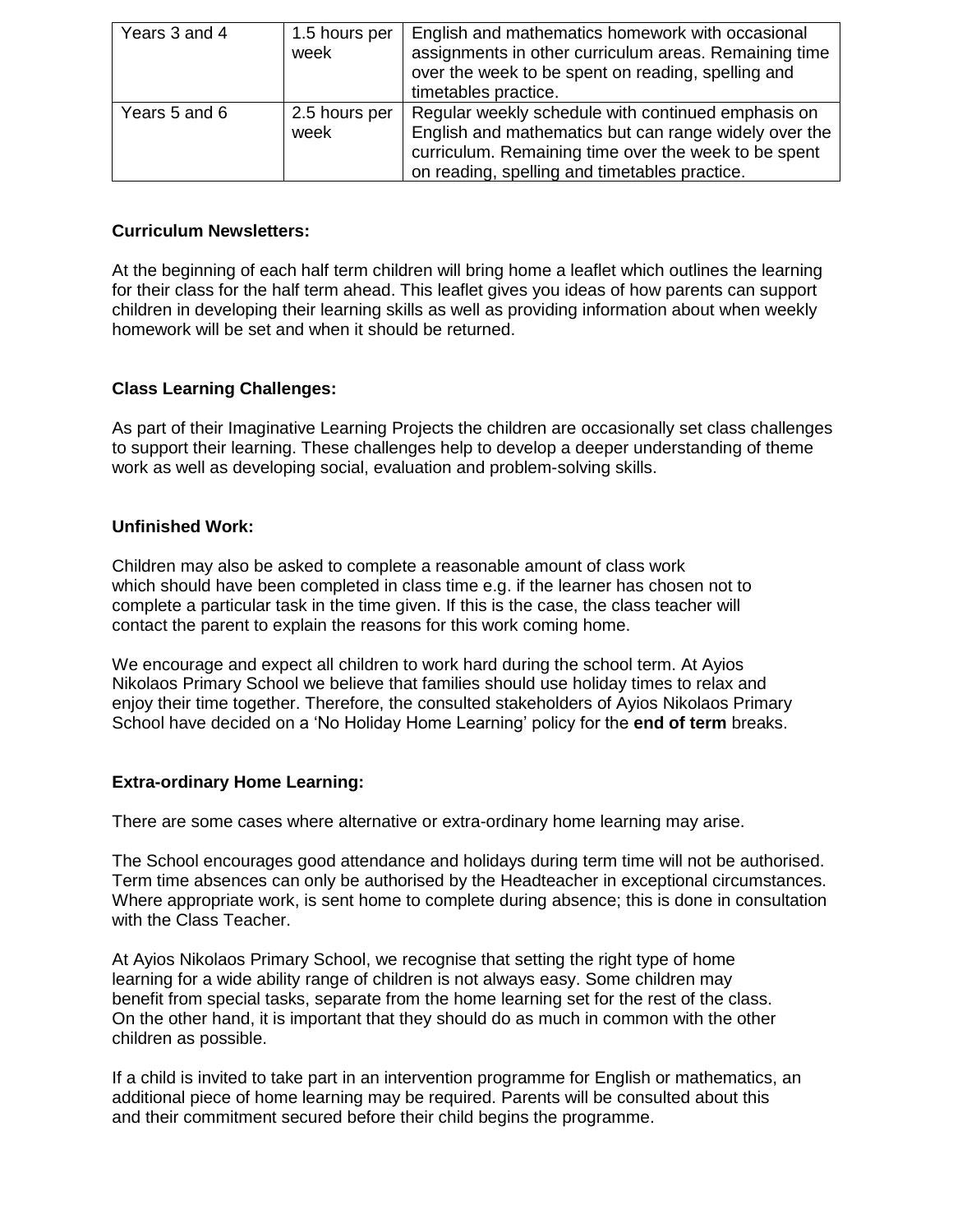| Years 3 and 4 | 1.5 hours per week | English and mathematics homework with occasional assignments in other curriculum areas. Remaining time over the week to be spent on reading, spelling and timetables practice. |
|---|---|---|
| Years 5 and 6 | 2.5 hours per week | Regular weekly schedule with continued emphasis on English and mathematics but can range widely over the curriculum. Remaining time over the week to be spent on reading, spelling and timetables practice. |

**Curriculum Newsletters:**

At the beginning of each half term children will bring home a leaflet which outlines the learning for their class for the half term ahead. This leaflet gives you ideas of how parents can support children in developing their learning skills as well as providing information about when weekly homework will be set and when it should be returned.

**Class Learning Challenges:**

As part of their Imaginative Learning Projects the children are occasionally set class challenges to support their learning. These challenges help to develop a deeper understanding of theme work as well as developing social, evaluation and problem-solving skills.

**Unfinished Work:**

Children may also be asked to complete a reasonable amount of class work which should have been completed in class time e.g. if the learner has chosen not to complete a particular task in the time given. If this is the case, the class teacher will contact the parent to explain the reasons for this work coming home.

We encourage and expect all children to work hard during the school term. At Ayios Nikolaos Primary School we believe that families should use holiday times to relax and enjoy their time together. Therefore, the consulted stakeholders of Ayios Nikolaos Primary School have decided on a 'No Holiday Home Learning' policy for the **end of term** breaks.

**Extra-ordinary Home Learning:**

There are some cases where alternative or extra-ordinary home learning may arise.

The School encourages good attendance and holidays during term time will not be authorised. Term time absences can only be authorised by the Headteacher in exceptional circumstances. Where appropriate work, is sent home to complete during absence; this is done in consultation with the Class Teacher.

At Ayios Nikolaos Primary School, we recognise that setting the right type of home learning for a wide ability range of children is not always easy. Some children may benefit from special tasks, separate from the home learning set for the rest of the class. On the other hand, it is important that they should do as much in common with the other children as possible.

If a child is invited to take part in an intervention programme for English or mathematics, an additional piece of home learning may be required. Parents will be consulted about this and their commitment secured before their child begins the programme.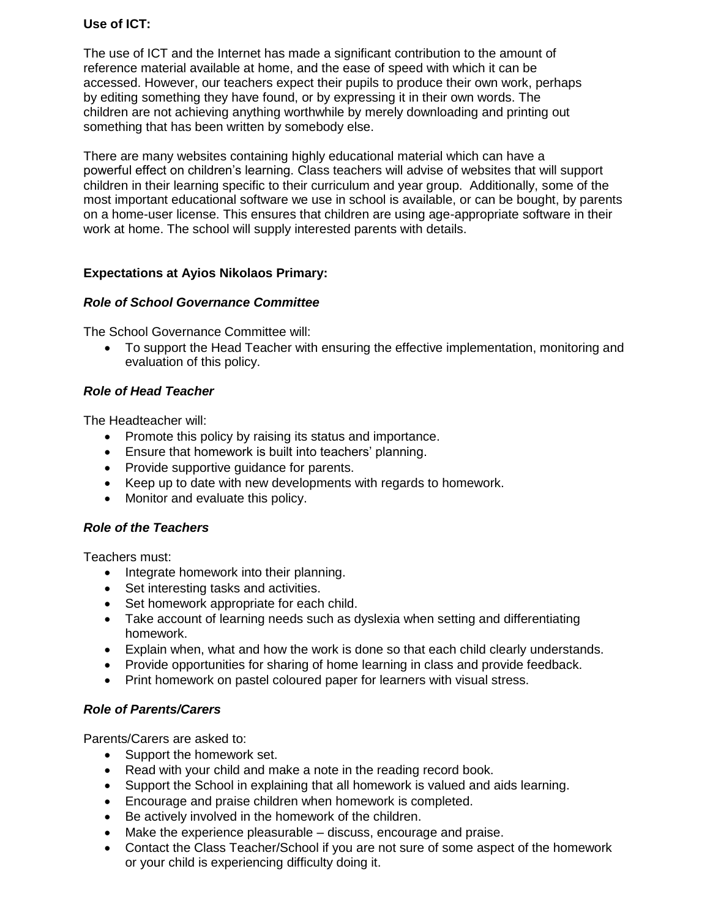**Use of ICT:**

The use of ICT and the Internet has made a significant contribution to the amount of reference material available at home, and the ease of speed with which it can be accessed. However, our teachers expect their pupils to produce their own work, perhaps by editing something they have found, or by expressing it in their own words. The children are not achieving anything worthwhile by merely downloading and printing out something that has been written by somebody else.

There are many websites containing highly educational material which can have a powerful effect on children's learning. Class teachers will advise of websites that will support children in their learning specific to their curriculum and year group. Additionally, some of the most important educational software we use in school is available, or can be bought, by parents on a home-user license. This ensures that children are using age-appropriate software in their work at home. The school will supply interested parents with details.

**Expectations at Ayios Nikolaos Primary:**

***Role of School Governance Committee***

The School Governance Committee will:

- To support the Head Teacher with ensuring the effective implementation, monitoring and evaluation of this policy.

***Role of Head Teacher***

The Headteacher will:

- Promote this policy by raising its status and importance.
- Ensure that homework is built into teachers' planning.
- Provide supportive guidance for parents.
- Keep up to date with new developments with regards to homework.
- Monitor and evaluate this policy.

***Role of the Teachers***

Teachers must:

- Integrate homework into their planning.
- Set interesting tasks and activities.
- Set homework appropriate for each child.
- Take account of learning needs such as dyslexia when setting and differentiating homework.
- Explain when, what and how the work is done so that each child clearly understands.
- Provide opportunities for sharing of home learning in class and provide feedback.
- Print homework on pastel coloured paper for learners with visual stress.

***Role of Parents/Carers***

Parents/Carers are asked to:

- Support the homework set.
- Read with your child and make a note in the reading record book.
- Support the School in explaining that all homework is valued and aids learning.
- Encourage and praise children when homework is completed.
- Be actively involved in the homework of the children.
- Make the experience pleasurable – discuss, encourage and praise.
- Contact the Class Teacher/School if you are not sure of some aspect of the homework or your child is experiencing difficulty doing it.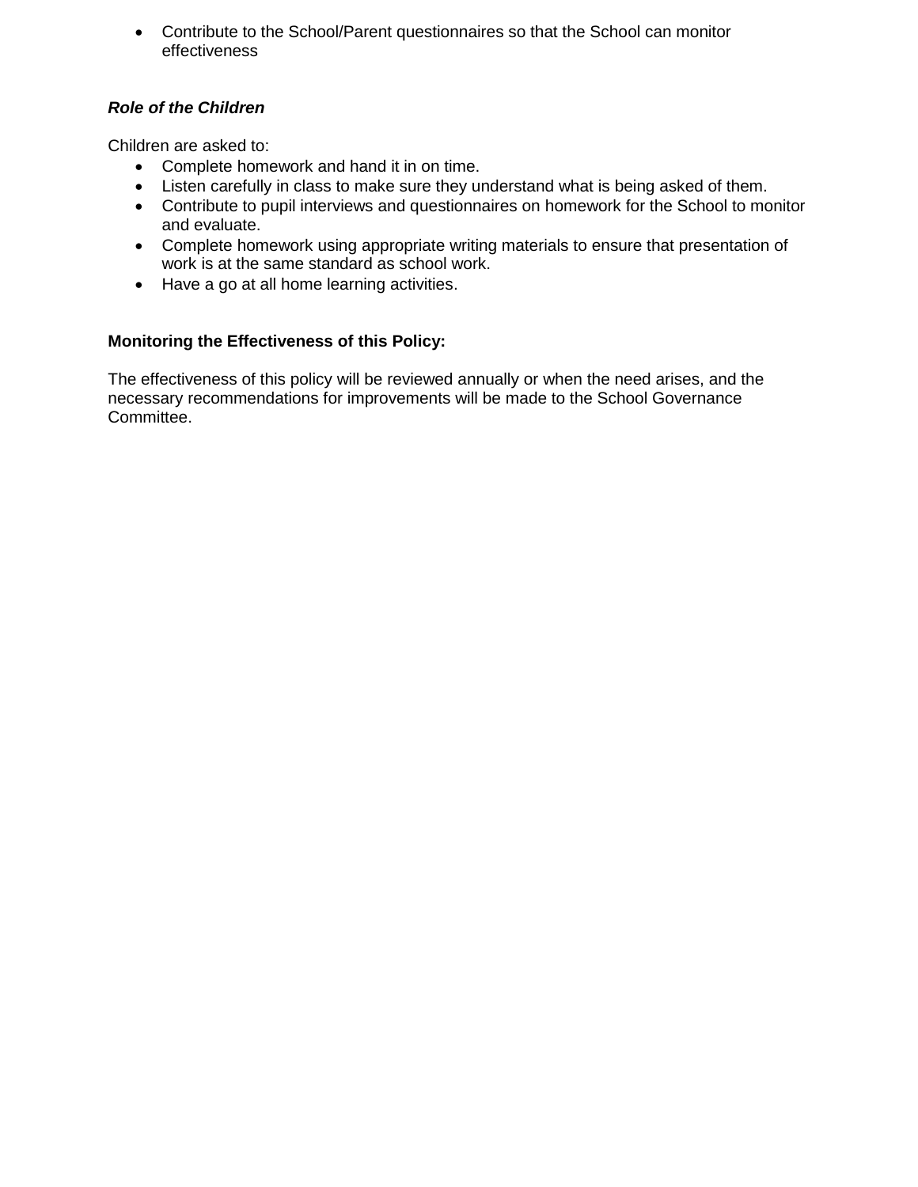- Contribute to the School/Parent questionnaires so that the School can monitor effectiveness

***Role of the Children***

Children are asked to:

- Complete homework and hand it in on time.
- Listen carefully in class to make sure they understand what is being asked of them.
- Contribute to pupil interviews and questionnaires on homework for the School to monitor and evaluate.
- Complete homework using appropriate writing materials to ensure that presentation of work is at the same standard as school work.
- Have a go at all home learning activities.

**Monitoring the Effectiveness of this Policy:**

The effectiveness of this policy will be reviewed annually or when the need arises, and the necessary recommendations for improvements will be made to the School Governance Committee.